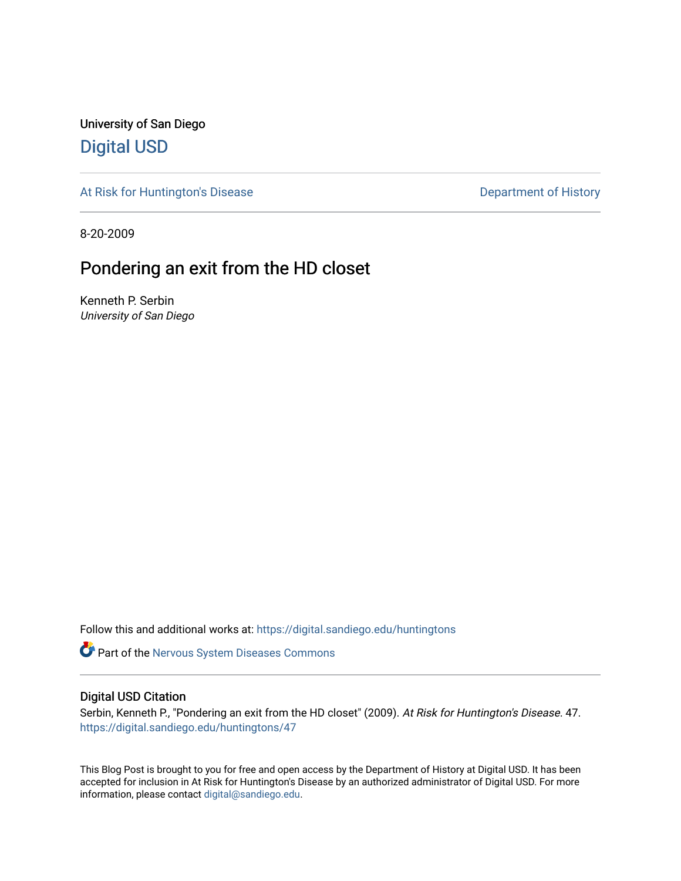University of San Diego

# Digital USD

At Risk for Huntington's Disease

Department of History

8-20-2009

## Pondering an exit from the HD closet

Kenneth P. Serbin
*University of San Diego*

Follow this and additional works at: https://digital.sandiego.edu/huntingtons

Part of the Nervous System Diseases Commons

### Digital USD Citation

Serbin, Kenneth P., "Pondering an exit from the HD closet" (2009). *At Risk for Huntington's Disease*. 47.
https://digital.sandiego.edu/huntingtons/47

This Blog Post is brought to you for free and open access by the Department of History at Digital USD. It has been accepted for inclusion in At Risk for Huntington's Disease by an authorized administrator of Digital USD. For more information, please contact digital@sandiego.edu.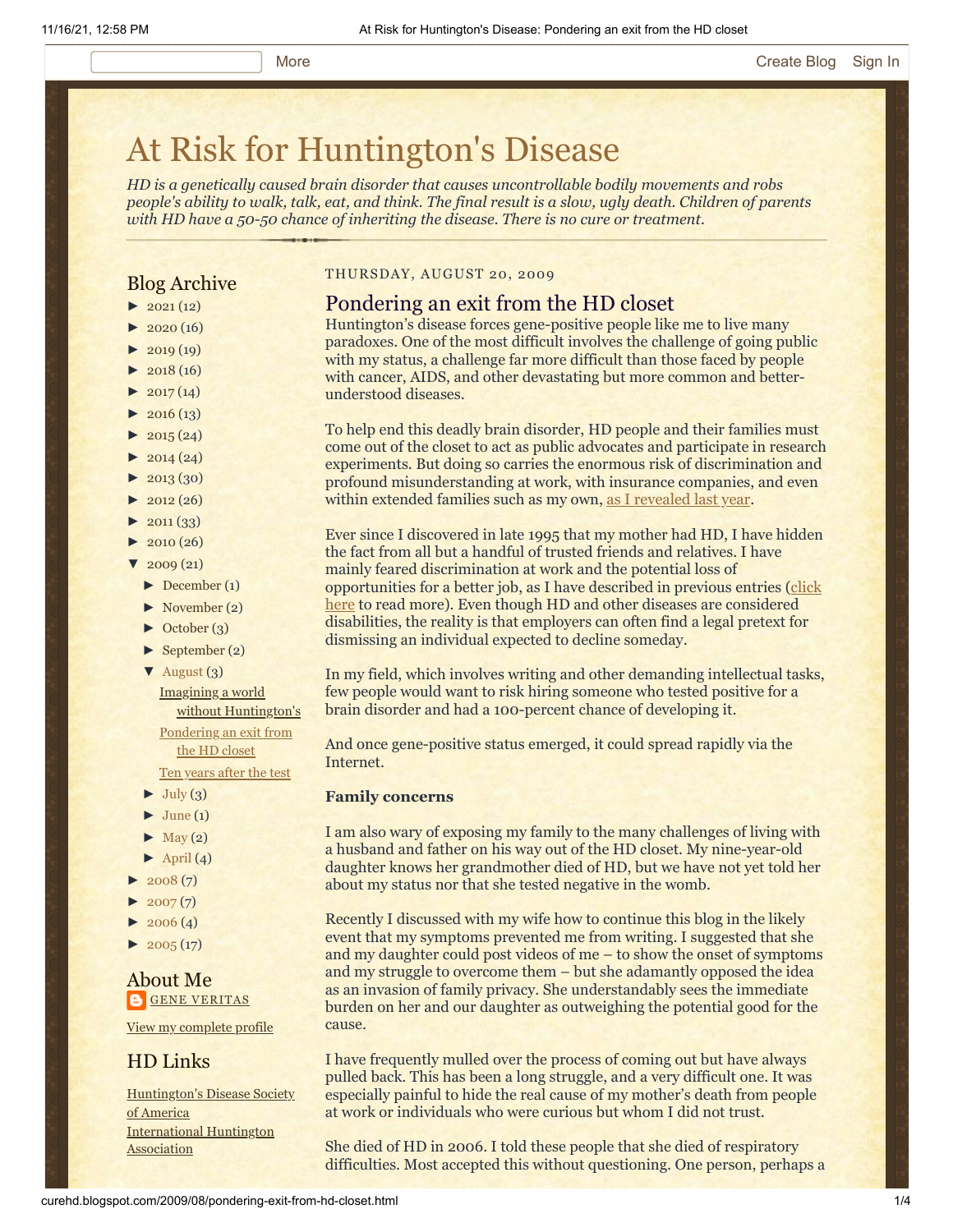# At Risk for Huntington's Disease

*HD is a genetically caused brain disorder that causes uncontrollable bodily movements and robs people's ability to walk, talk, eat, and think. The final result is a slow, ugly death. Children of parents with HD have a 50-50 chance of inheriting the disease. There is no cure or treatment.*

## Blog Archive

- ► 2021 (12)
- ► 2020 (16)
- ► 2019 (19)
- ► 2018 (16)
- ► 2017 (14)
- ► 2016 (13)
- ► 2015 (24)
- ► 2014 (24)
- ► 2013 (30)
- ► 2012 (26)
- ► 2011 (33)
- ► 2010 (26)
- ▼ 2009 (21)
  - ► December (1)
  - ► November (2)
  - ► October (3)
  - ► September (2)
  - ▼ August (3)
    - Imagining a world without Huntington's
    - Pondering an exit from the HD closet
    - Ten years after the test
  - ► July (3)
  - ► June (1)
  - ► May (2)
  - ► April (4)
- ► 2008 (7)
- ► 2007 (7)
- ► 2006 (4)
- ► 2005 (17)

## About Me

GENE VERITAS

View my complete profile

## HD Links

Huntington's Disease Society of America

International Huntington Association

THURSDAY, AUGUST 20, 2009

## Pondering an exit from the HD closet

Huntington's disease forces gene-positive people like me to live many paradoxes. One of the most difficult involves the challenge of going public with my status, a challenge far more difficult than those faced by people with cancer, AIDS, and other devastating but more common and better-understood diseases.

To help end this deadly brain disorder, HD people and their families must come out of the closet to act as public advocates and participate in research experiments. But doing so carries the enormous risk of discrimination and profound misunderstanding at work, with insurance companies, and even within extended families such as my own, as I revealed last year.

Ever since I discovered in late 1995 that my mother had HD, I have hidden the fact from all but a handful of trusted friends and relatives. I have mainly feared discrimination at work and the potential loss of opportunities for a better job, as I have described in previous entries (click here to read more). Even though HD and other diseases are considered disabilities, the reality is that employers can often find a legal pretext for dismissing an individual expected to decline someday.

In my field, which involves writing and other demanding intellectual tasks, few people would want to risk hiring someone who tested positive for a brain disorder and had a 100-percent chance of developing it.

And once gene-positive status emerged, it could spread rapidly via the Internet.

**Family concerns**

I am also wary of exposing my family to the many challenges of living with a husband and father on his way out of the HD closet. My nine-year-old daughter knows her grandmother died of HD, but we have not yet told her about my status nor that she tested negative in the womb.

Recently I discussed with my wife how to continue this blog in the likely event that my symptoms prevented me from writing. I suggested that she and my daughter could post videos of me – to show the onset of symptoms and my struggle to overcome them – but she adamantly opposed the idea as an invasion of family privacy. She understandably sees the immediate burden on her and our daughter as outweighing the potential good for the cause.

I have frequently mulled over the process of coming out but have always pulled back. This has been a long struggle, and a very difficult one. It was especially painful to hide the real cause of my mother's death from people at work or individuals who were curious but whom I did not trust.

She died of HD in 2006. I told these people that she died of respiratory difficulties. Most accepted this without questioning. One person, perhaps a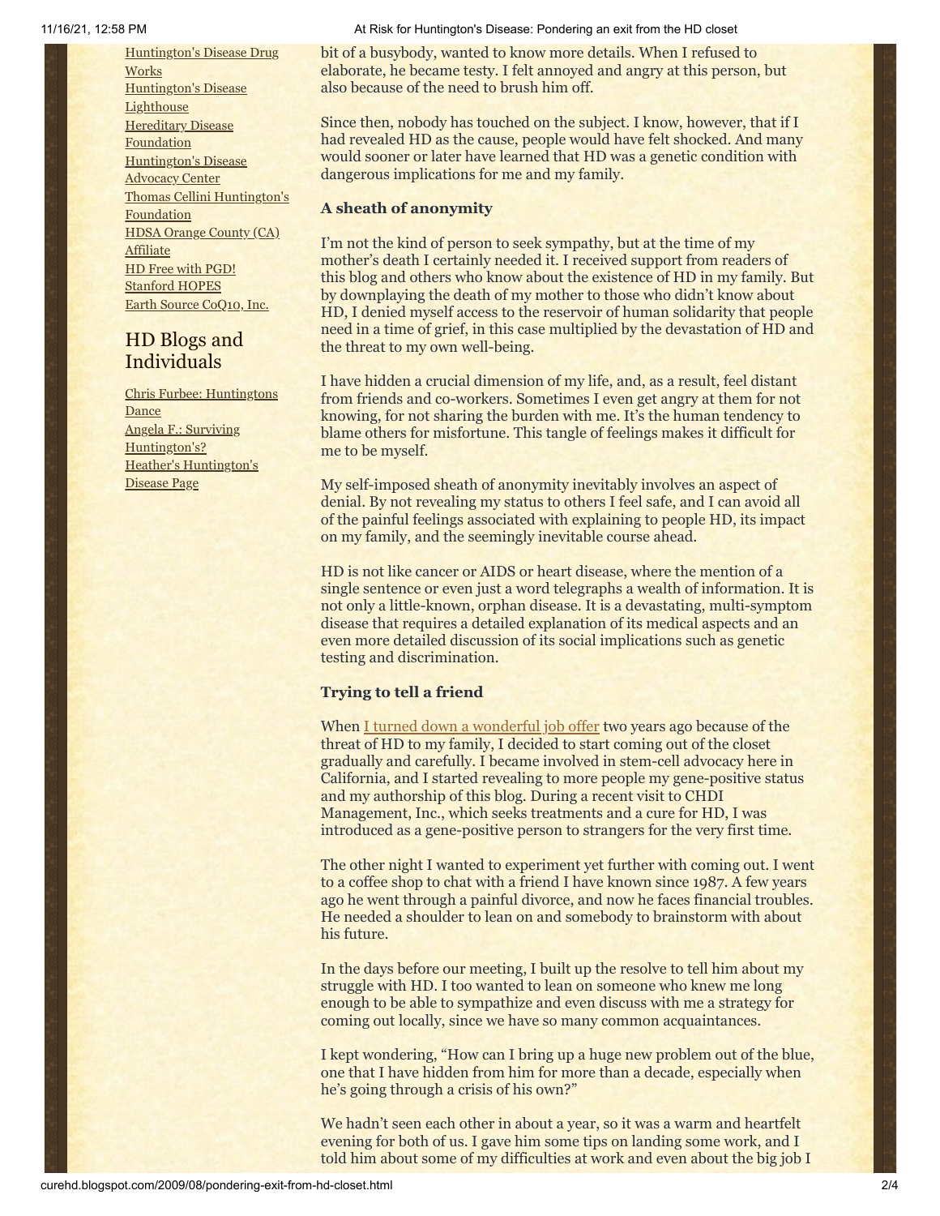Huntington's Disease Drug Works
Huntington's Disease Lighthouse
Hereditary Disease Foundation
Huntington's Disease Advocacy Center
Thomas Cellini Huntington's Foundation
HDSA Orange County (CA) Affiliate
HD Free with PGD!
Stanford HOPES
Earth Source CoQ10, Inc.

## HD Blogs and Individuals

Chris Furbee: Huntingtons Dance
Angela F.: Surviving Huntington's?
Heather's Huntington's Disease Page

bit of a busybody, wanted to know more details. When I refused to elaborate, he became testy. I felt annoyed and angry at this person, but also because of the need to brush him off.

Since then, nobody has touched on the subject. I know, however, that if I had revealed HD as the cause, people would have felt shocked. And many would sooner or later have learned that HD was a genetic condition with dangerous implications for me and my family.

**A sheath of anonymity**

I'm not the kind of person to seek sympathy, but at the time of my mother's death I certainly needed it. I received support from readers of this blog and others who know about the existence of HD in my family. But by downplaying the death of my mother to those who didn't know about HD, I denied myself access to the reservoir of human solidarity that people need in a time of grief, in this case multiplied by the devastation of HD and the threat to my own well-being.

I have hidden a crucial dimension of my life, and, as a result, feel distant from friends and co-workers. Sometimes I even get angry at them for not knowing, for not sharing the burden with me. It's the human tendency to blame others for misfortune. This tangle of feelings makes it difficult for me to be myself.

My self-imposed sheath of anonymity inevitably involves an aspect of denial. By not revealing my status to others I feel safe, and I can avoid all of the painful feelings associated with explaining to people HD, its impact on my family, and the seemingly inevitable course ahead.

HD is not like cancer or AIDS or heart disease, where the mention of a single sentence or even just a word telegraphs a wealth of information. It is not only a little-known, orphan disease. It is a devastating, multi-symptom disease that requires a detailed explanation of its medical aspects and an even more detailed discussion of its social implications such as genetic testing and discrimination.

**Trying to tell a friend**

When I turned down a wonderful job offer two years ago because of the threat of HD to my family, I decided to start coming out of the closet gradually and carefully. I became involved in stem-cell advocacy here in California, and I started revealing to more people my gene-positive status and my authorship of this blog. During a recent visit to CHDI Management, Inc., which seeks treatments and a cure for HD, I was introduced as a gene-positive person to strangers for the very first time.

The other night I wanted to experiment yet further with coming out. I went to a coffee shop to chat with a friend I have known since 1987. A few years ago he went through a painful divorce, and now he faces financial troubles. He needed a shoulder to lean on and somebody to brainstorm with about his future.

In the days before our meeting, I built up the resolve to tell him about my struggle with HD. I too wanted to lean on someone who knew me long enough to be able to sympathize and even discuss with me a strategy for coming out locally, since we have so many common acquaintances.

I kept wondering, "How can I bring up a huge new problem out of the blue, one that I have hidden from him for more than a decade, especially when he's going through a crisis of his own?"

We hadn't seen each other in about a year, so it was a warm and heartfelt evening for both of us. I gave him some tips on landing some work, and I told him about some of my difficulties at work and even about the big job I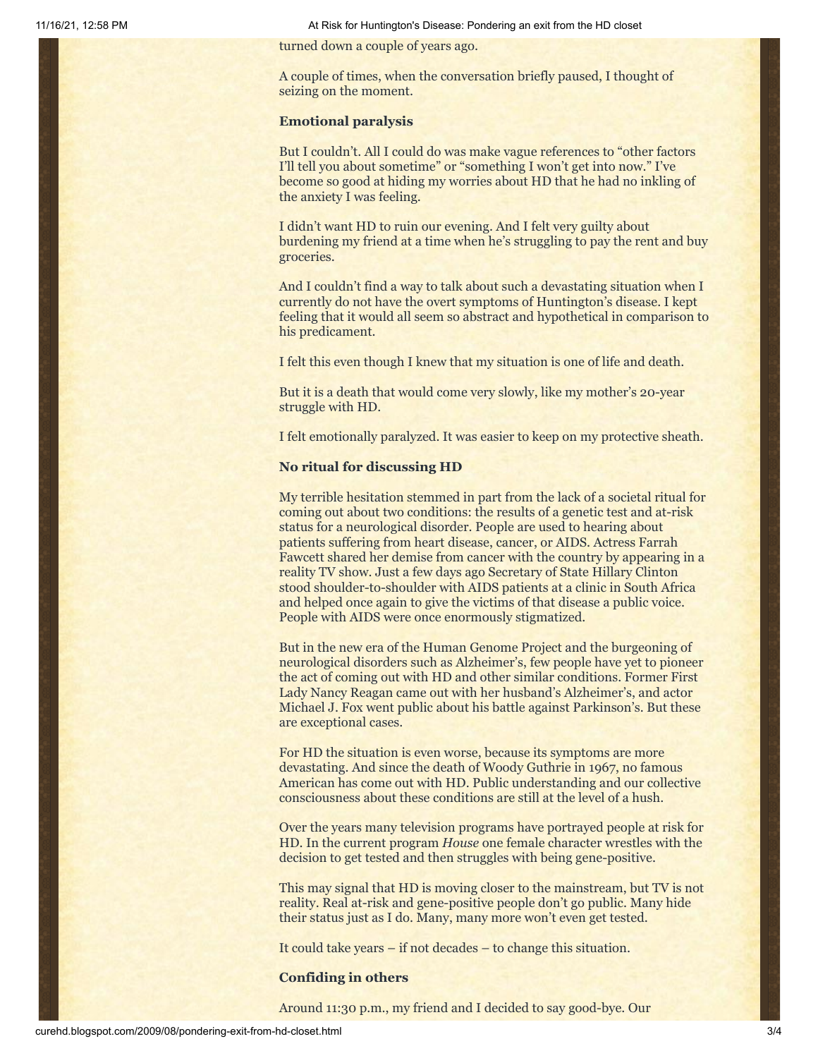turned down a couple of years ago.

A couple of times, when the conversation briefly paused, I thought of seizing on the moment.

**Emotional paralysis**

But I couldn't. All I could do was make vague references to "other factors I'll tell you about sometime" or "something I won't get into now." I've become so good at hiding my worries about HD that he had no inkling of the anxiety I was feeling.

I didn't want HD to ruin our evening. And I felt very guilty about burdening my friend at a time when he's struggling to pay the rent and buy groceries.

And I couldn't find a way to talk about such a devastating situation when I currently do not have the overt symptoms of Huntington's disease. I kept feeling that it would all seem so abstract and hypothetical in comparison to his predicament.

I felt this even though I knew that my situation is one of life and death.

But it is a death that would come very slowly, like my mother's 20-year struggle with HD.

I felt emotionally paralyzed. It was easier to keep on my protective sheath.

**No ritual for discussing HD**

My terrible hesitation stemmed in part from the lack of a societal ritual for coming out about two conditions: the results of a genetic test and at-risk status for a neurological disorder. People are used to hearing about patients suffering from heart disease, cancer, or AIDS. Actress Farrah Fawcett shared her demise from cancer with the country by appearing in a reality TV show. Just a few days ago Secretary of State Hillary Clinton stood shoulder-to-shoulder with AIDS patients at a clinic in South Africa and helped once again to give the victims of that disease a public voice. People with AIDS were once enormously stigmatized.

But in the new era of the Human Genome Project and the burgeoning of neurological disorders such as Alzheimer's, few people have yet to pioneer the act of coming out with HD and other similar conditions. Former First Lady Nancy Reagan came out with her husband's Alzheimer's, and actor Michael J. Fox went public about his battle against Parkinson's. But these are exceptional cases.

For HD the situation is even worse, because its symptoms are more devastating. And since the death of Woody Guthrie in 1967, no famous American has come out with HD. Public understanding and our collective consciousness about these conditions are still at the level of a hush.

Over the years many television programs have portrayed people at risk for HD. In the current program *House* one female character wrestles with the decision to get tested and then struggles with being gene-positive.

This may signal that HD is moving closer to the mainstream, but TV is not reality. Real at-risk and gene-positive people don't go public. Many hide their status just as I do. Many, many more won't even get tested.

It could take years – if not decades – to change this situation.

**Confiding in others**

Around 11:30 p.m., my friend and I decided to say good-bye. Our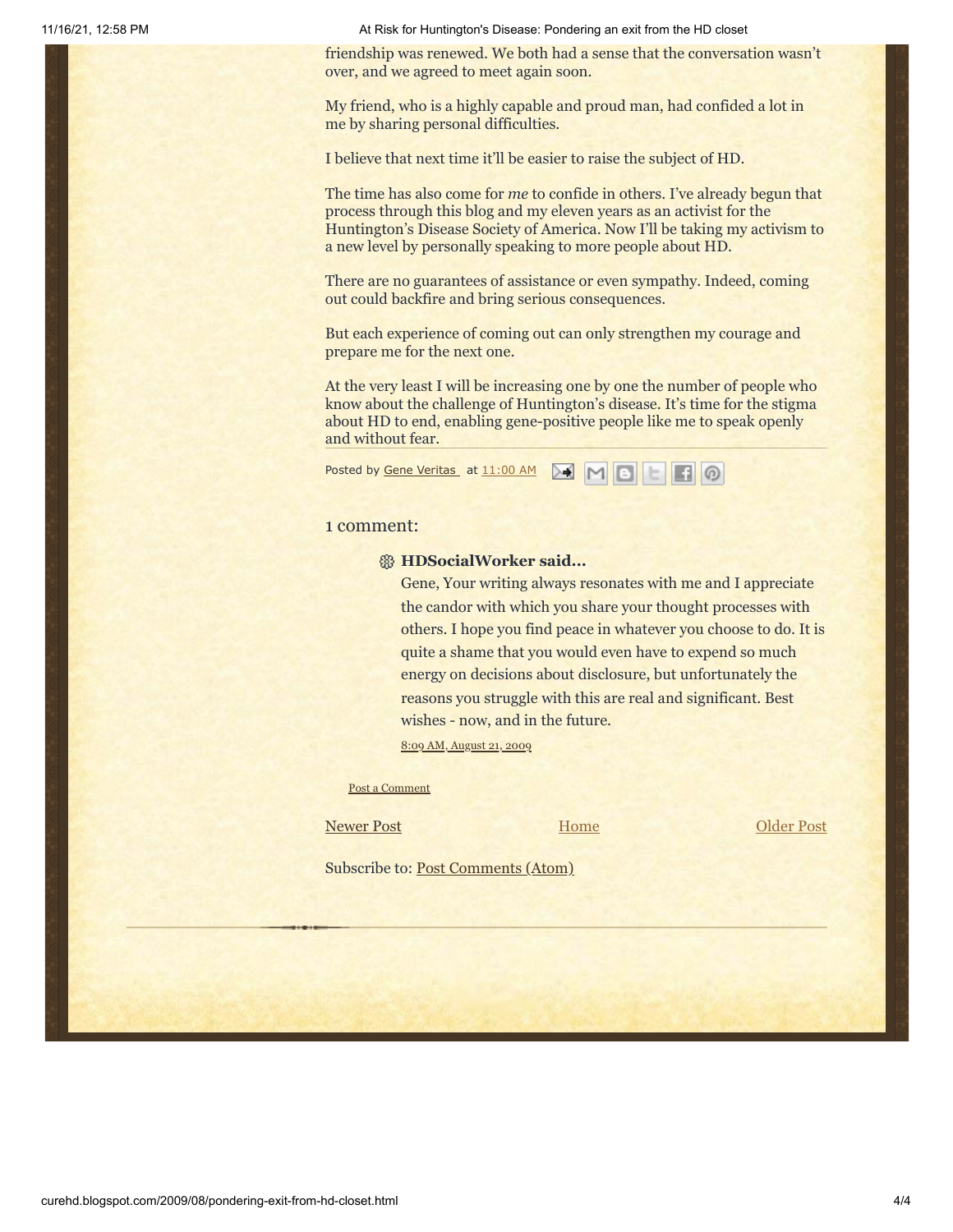friendship was renewed. We both had a sense that the conversation wasn't over, and we agreed to meet again soon.

My friend, who is a highly capable and proud man, had confided a lot in me by sharing personal difficulties.

I believe that next time it'll be easier to raise the subject of HD.

The time has also come for *me* to confide in others. I've already begun that process through this blog and my eleven years as an activist for the Huntington's Disease Society of America. Now I'll be taking my activism to a new level by personally speaking to more people about HD.

There are no guarantees of assistance or even sympathy. Indeed, coming out could backfire and bring serious consequences.

But each experience of coming out can only strengthen my courage and prepare me for the next one.

At the very least I will be increasing one by one the number of people who know about the challenge of Huntington's disease. It's time for the stigma about HD to end, enabling gene-positive people like me to speak openly and without fear.

Posted by Gene Veritas at 11:00 AM

## 1 comment:

**HDSocialWorker said...**

Gene, Your writing always resonates with me and I appreciate the candor with which you share your thought processes with others. I hope you find peace in whatever you choose to do. It is quite a shame that you would even have to expend so much energy on decisions about disclosure, but unfortunately the reasons you struggle with this are real and significant. Best wishes - now, and in the future.

8:09 AM, August 21, 2009

Post a Comment

Newer Post | Home | Older Post

Subscribe to: Post Comments (Atom)